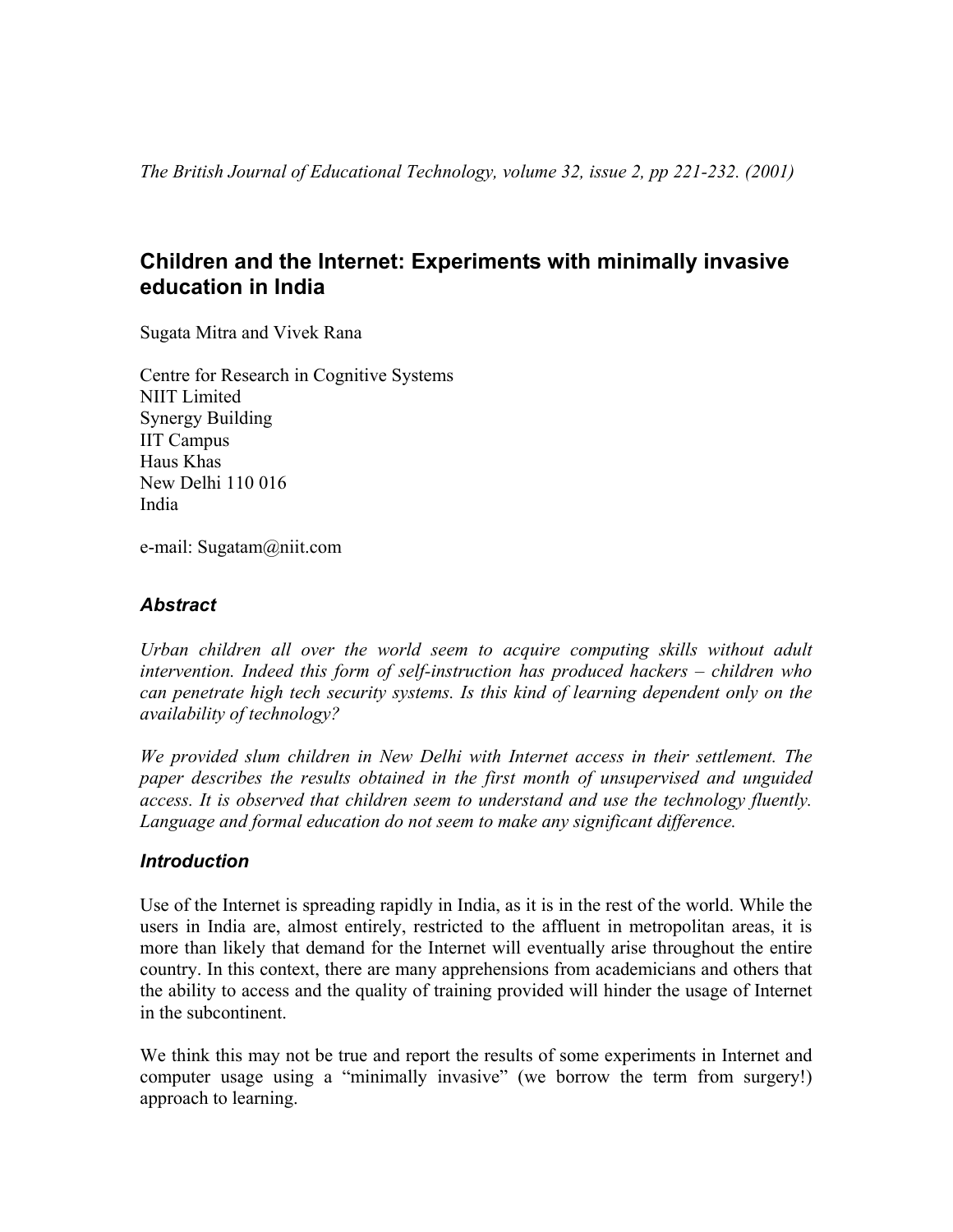*The British Journal of Educational Technology, volume 32, issue 2, pp 221-232. (2001)*

# Children and the Internet: Experiments with minimally invasive education in India

Sugata Mitra and Vivek Rana

Centre for Research in Cognitive Systems
NIIT Limited
Synergy Building
IIT Campus
Haus Khas
New Delhi 110 016
India

e-mail: Sugatam@niit.com

## *Abstract*

*Urban children all over the world seem to acquire computing skills without adult intervention. Indeed this form of self-instruction has produced hackers – children who can penetrate high tech security systems. Is this kind of learning dependent only on the availability of technology?*

*We provided slum children in New Delhi with Internet access in their settlement. The paper describes the results obtained in the first month of unsupervised and unguided access. It is observed that children seem to understand and use the technology fluently. Language and formal education do not seem to make any significant difference.*

## *Introduction*

Use of the Internet is spreading rapidly in India, as it is in the rest of the world. While the users in India are, almost entirely, restricted to the affluent in metropolitan areas, it is more than likely that demand for the Internet will eventually arise throughout the entire country. In this context, there are many apprehensions from academicians and others that the ability to access and the quality of training provided will hinder the usage of Internet in the subcontinent.

We think this may not be true and report the results of some experiments in Internet and computer usage using a "minimally invasive" (we borrow the term from surgery!) approach to learning.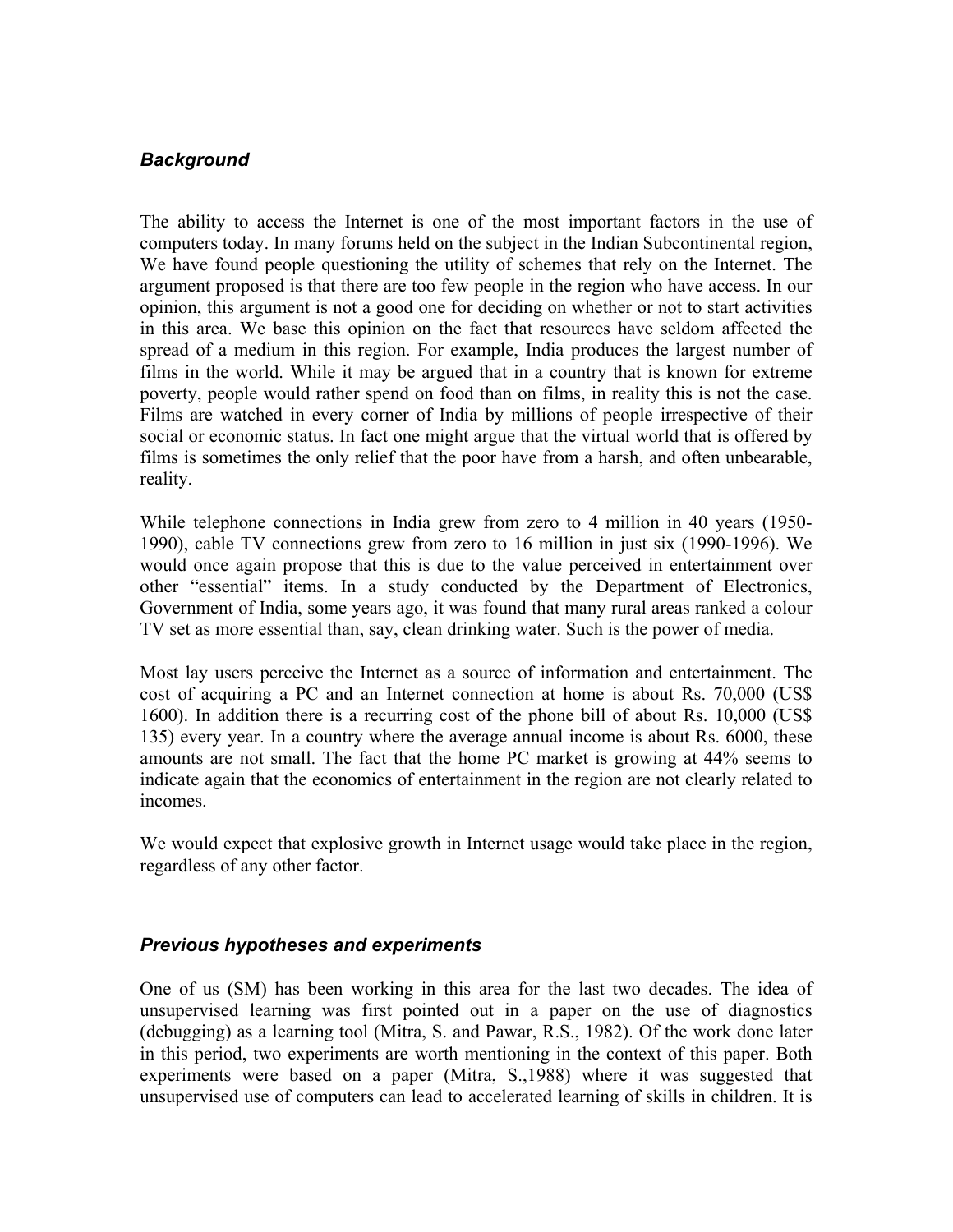### *Background*

The ability to access the Internet is one of the most important factors in the use of computers today. In many forums held on the subject in the Indian Subcontinental region, We have found people questioning the utility of schemes that rely on the Internet. The argument proposed is that there are too few people in the region who have access. In our opinion, this argument is not a good one for deciding on whether or not to start activities in this area. We base this opinion on the fact that resources have seldom affected the spread of a medium in this region. For example, India produces the largest number of films in the world. While it may be argued that in a country that is known for extreme poverty, people would rather spend on food than on films, in reality this is not the case. Films are watched in every corner of India by millions of people irrespective of their social or economic status. In fact one might argue that the virtual world that is offered by films is sometimes the only relief that the poor have from a harsh, and often unbearable, reality.

While telephone connections in India grew from zero to 4 million in 40 years (1950-1990), cable TV connections grew from zero to 16 million in just six (1990-1996). We would once again propose that this is due to the value perceived in entertainment over other "essential" items. In a study conducted by the Department of Electronics, Government of India, some years ago, it was found that many rural areas ranked a colour TV set as more essential than, say, clean drinking water. Such is the power of media.

Most lay users perceive the Internet as a source of information and entertainment. The cost of acquiring a PC and an Internet connection at home is about Rs. 70,000 (US$ 1600). In addition there is a recurring cost of the phone bill of about Rs. 10,000 (US$ 135) every year. In a country where the average annual income is about Rs. 6000, these amounts are not small. The fact that the home PC market is growing at 44% seems to indicate again that the economics of entertainment in the region are not clearly related to incomes.

We would expect that explosive growth in Internet usage would take place in the region, regardless of any other factor.

### *Previous hypotheses and experiments*

One of us (SM) has been working in this area for the last two decades. The idea of unsupervised learning was first pointed out in a paper on the use of diagnostics (debugging) as a learning tool (Mitra, S. and Pawar, R.S., 1982). Of the work done later in this period, two experiments are worth mentioning in the context of this paper. Both experiments were based on a paper (Mitra, S.,1988) where it was suggested that unsupervised use of computers can lead to accelerated learning of skills in children. It is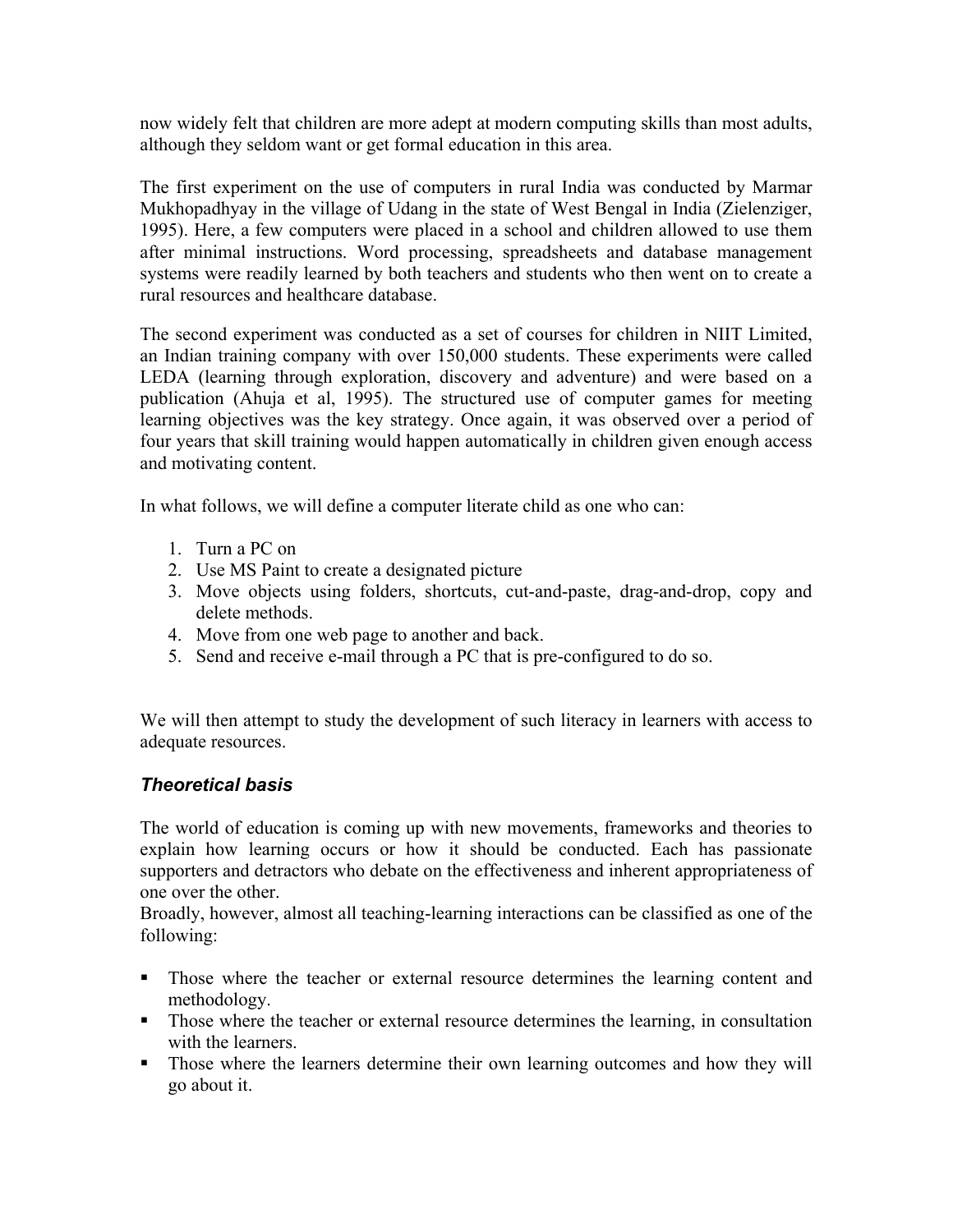now widely felt that children are more adept at modern computing skills than most adults, although they seldom want or get formal education in this area.

The first experiment on the use of computers in rural India was conducted by Marmar Mukhopadhyay in the village of Udang in the state of West Bengal in India (Zielenziger, 1995). Here, a few computers were placed in a school and children allowed to use them after minimal instructions. Word processing, spreadsheets and database management systems were readily learned by both teachers and students who then went on to create a rural resources and healthcare database.

The second experiment was conducted as a set of courses for children in NIIT Limited, an Indian training company with over 150,000 students. These experiments were called LEDA (learning through exploration, discovery and adventure) and were based on a publication (Ahuja et al, 1995). The structured use of computer games for meeting learning objectives was the key strategy. Once again, it was observed over a period of four years that skill training would happen automatically in children given enough access and motivating content.

In what follows, we will define a computer literate child as one who can:

1. Turn a PC on
2. Use MS Paint to create a designated picture
3. Move objects using folders, shortcuts, cut-and-paste, drag-and-drop, copy and delete methods.
4. Move from one web page to another and back.
5. Send and receive e-mail through a PC that is pre-configured to do so.

We will then attempt to study the development of such literacy in learners with access to adequate resources.

### *Theoretical basis*

The world of education is coming up with new movements, frameworks and theories to explain how learning occurs or how it should be conducted. Each has passionate supporters and detractors who debate on the effectiveness and inherent appropriateness of one over the other.

Broadly, however, almost all teaching-learning interactions can be classified as one of the following:

- Those where the teacher or external resource determines the learning content and methodology.
- Those where the teacher or external resource determines the learning, in consultation with the learners.
- Those where the learners determine their own learning outcomes and how they will go about it.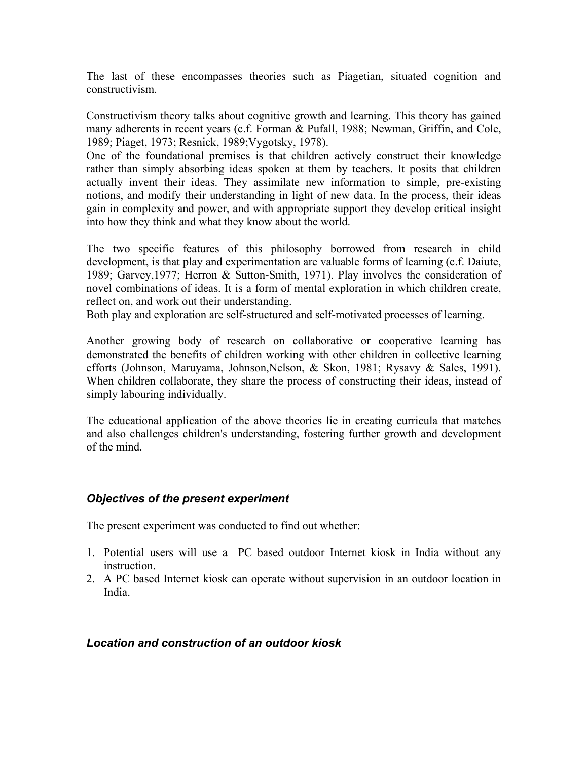The last of these encompasses theories such as Piagetian, situated cognition and constructivism.

Constructivism theory talks about cognitive growth and learning. This theory has gained many adherents in recent years (c.f. Forman & Pufall, 1988; Newman, Griffin, and Cole, 1989; Piaget, 1973; Resnick, 1989;Vygotsky, 1978).
One of the foundational premises is that children actively construct their knowledge rather than simply absorbing ideas spoken at them by teachers. It posits that children actually invent their ideas. They assimilate new information to simple, pre-existing notions, and modify their understanding in light of new data. In the process, their ideas gain in complexity and power, and with appropriate support they develop critical insight into how they think and what they know about the world.

The two specific features of this philosophy borrowed from research in child development, is that play and experimentation are valuable forms of learning (c.f. Daiute, 1989; Garvey,1977; Herron & Sutton-Smith, 1971). Play involves the consideration of novel combinations of ideas. It is a form of mental exploration in which children create, reflect on, and work out their understanding.
Both play and exploration are self-structured and self-motivated processes of learning.

Another growing body of research on collaborative or cooperative learning has demonstrated the benefits of children working with other children in collective learning efforts (Johnson, Maruyama, Johnson,Nelson, & Skon, 1981; Rysavy & Sales, 1991). When children collaborate, they share the process of constructing their ideas, instead of simply labouring individually.

The educational application of the above theories lie in creating curricula that matches and also challenges children's understanding, fostering further growth and development of the mind.

### *Objectives of the present experiment*

The present experiment was conducted to find out whether:

1. Potential users will use a PC based outdoor Internet kiosk in India without any instruction.
2. A PC based Internet kiosk can operate without supervision in an outdoor location in India.

### *Location and construction of an outdoor kiosk*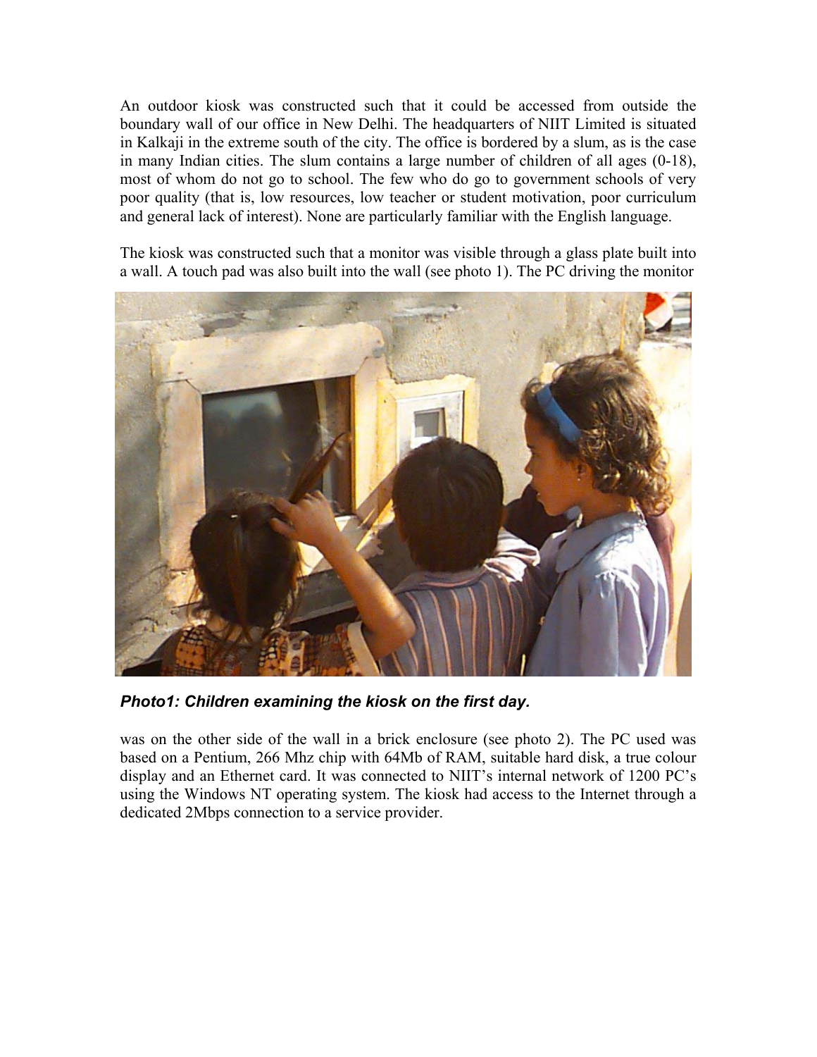An outdoor kiosk was constructed such that it could be accessed from outside the boundary wall of our office in New Delhi. The headquarters of NIIT Limited is situated in Kalkaji in the extreme south of the city. The office is bordered by a slum, as is the case in many Indian cities. The slum contains a large number of children of all ages (0-18), most of whom do not go to school. The few who do go to government schools of very poor quality (that is, low resources, low teacher or student motivation, poor curriculum and general lack of interest). None are particularly familiar with the English language.

The kiosk was constructed such that a monitor was visible through a glass plate built into a wall. A touch pad was also built into the wall (see photo 1). The PC driving the monitor was on the other side of the wall in a brick enclosure (see photo 2). The PC used was based on a Pentium, 266 Mhz chip with 64Mb of RAM, suitable hard disk, a true colour display and an Ethernet card. It was connected to NIIT's internal network of 1200 PC's using the Windows NT operating system. The kiosk had access to the Internet through a dedicated 2Mbps connection to a service provider.

***Photo1: Children examining the kiosk on the first day.***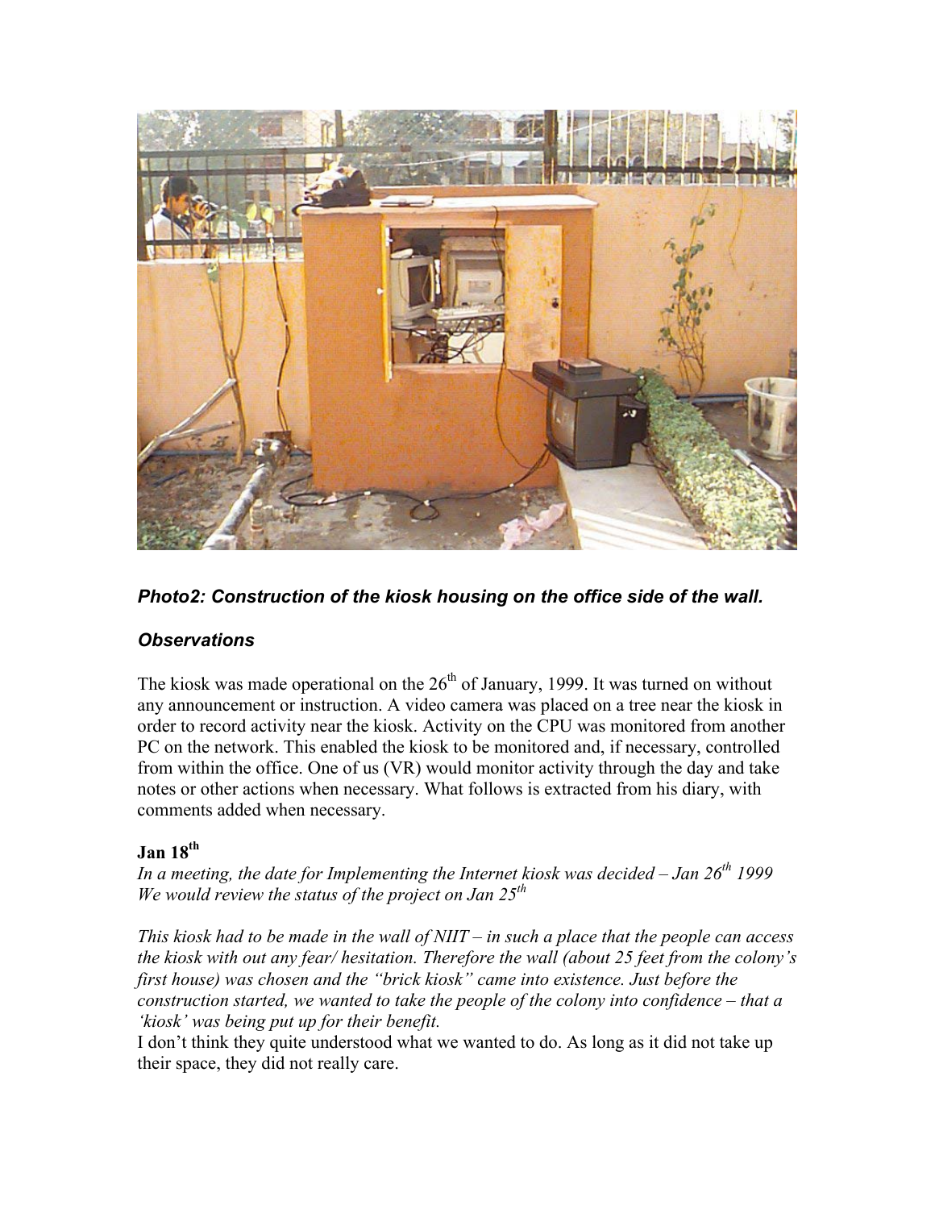***Photo2: Construction of the kiosk housing on the office side of the wall.***

### *Observations*

The kiosk was made operational on the 26th of January, 1999. It was turned on without any announcement or instruction. A video camera was placed on a tree near the kiosk in order to record activity near the kiosk. Activity on the CPU was monitored from another PC on the network. This enabled the kiosk to be monitored and, if necessary, controlled from within the office. One of us (VR) would monitor activity through the day and take notes or other actions when necessary. What follows is extracted from his diary, with comments added when necessary.

**Jan 18th**

*In a meeting, the date for Implementing the Internet kiosk was decided – Jan 26th 1999*
*We would review the status of the project on Jan 25th*

*This kiosk had to be made in the wall of NIIT – in such a place that the people can access the kiosk with out any fear/ hesitation. Therefore the wall (about 25 feet from the colony's first house) was chosen and the "brick kiosk" came into existence. Just before the construction started, we wanted to take the people of the colony into confidence – that a 'kiosk' was being put up for their benefit.*

I don't think they quite understood what we wanted to do. As long as it did not take up their space, they did not really care.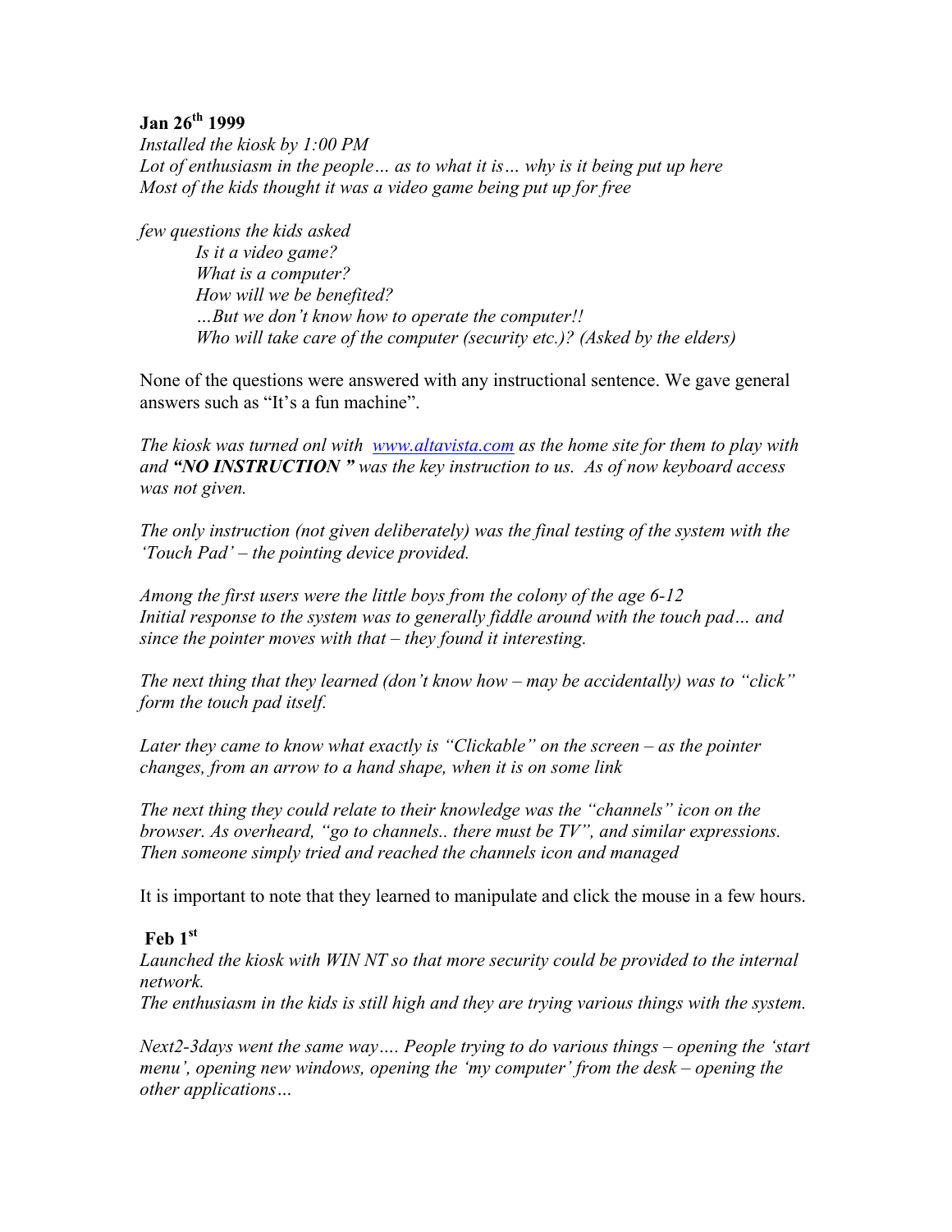**Jan 26th 1999**

*Installed the kiosk by 1:00 PM*
*Lot of enthusiasm in the people… as to what it is… why is it being put up here*
*Most of the kids thought it was a video game being put up for free*

*few questions the kids asked*

> *Is it a video game?*
> *What is a computer?*
> *How will we be benefited?*
> *…But we don't know how to operate the computer!!*
> *Who will take care of the computer (security etc.)? (Asked by the elders)*

None of the questions were answered with any instructional sentence. We gave general answers such as "It's a fun machine".

*The kiosk was turned onl with [www.altavista.com](www.altavista.com) as the home site for them to play with and **"NO INSTRUCTION "** was the key instruction to us. As of now keyboard access was not given.*

*The only instruction (not given deliberately) was the final testing of the system with the 'Touch Pad' – the pointing device provided.*

*Among the first users were the little boys from the colony of the age 6-12*
*Initial response to the system was to generally fiddle around with the touch pad… and since the pointer moves with that – they found it interesting.*

*The next thing that they learned (don't know how – may be accidentally) was to "click" form the touch pad itself.*

*Later they came to know what exactly is "Clickable" on the screen – as the pointer changes, from an arrow to a hand shape, when it is on some link*

*The next thing they could relate to their knowledge was the "channels" icon on the browser. As overheard, "go to channels.. there must be TV", and similar expressions. Then someone simply tried and reached the channels icon and managed*

It is important to note that they learned to manipulate and click the mouse in a few hours.

**Feb 1st**

*Launched the kiosk with WIN NT so that more security could be provided to the internal network.*
*The enthusiasm in the kids is still high and they are trying various things with the system.*

*Next2-3days went the same way…. People trying to do various things – opening the 'start menu', opening new windows, opening the 'my computer' from the desk – opening the other applications…*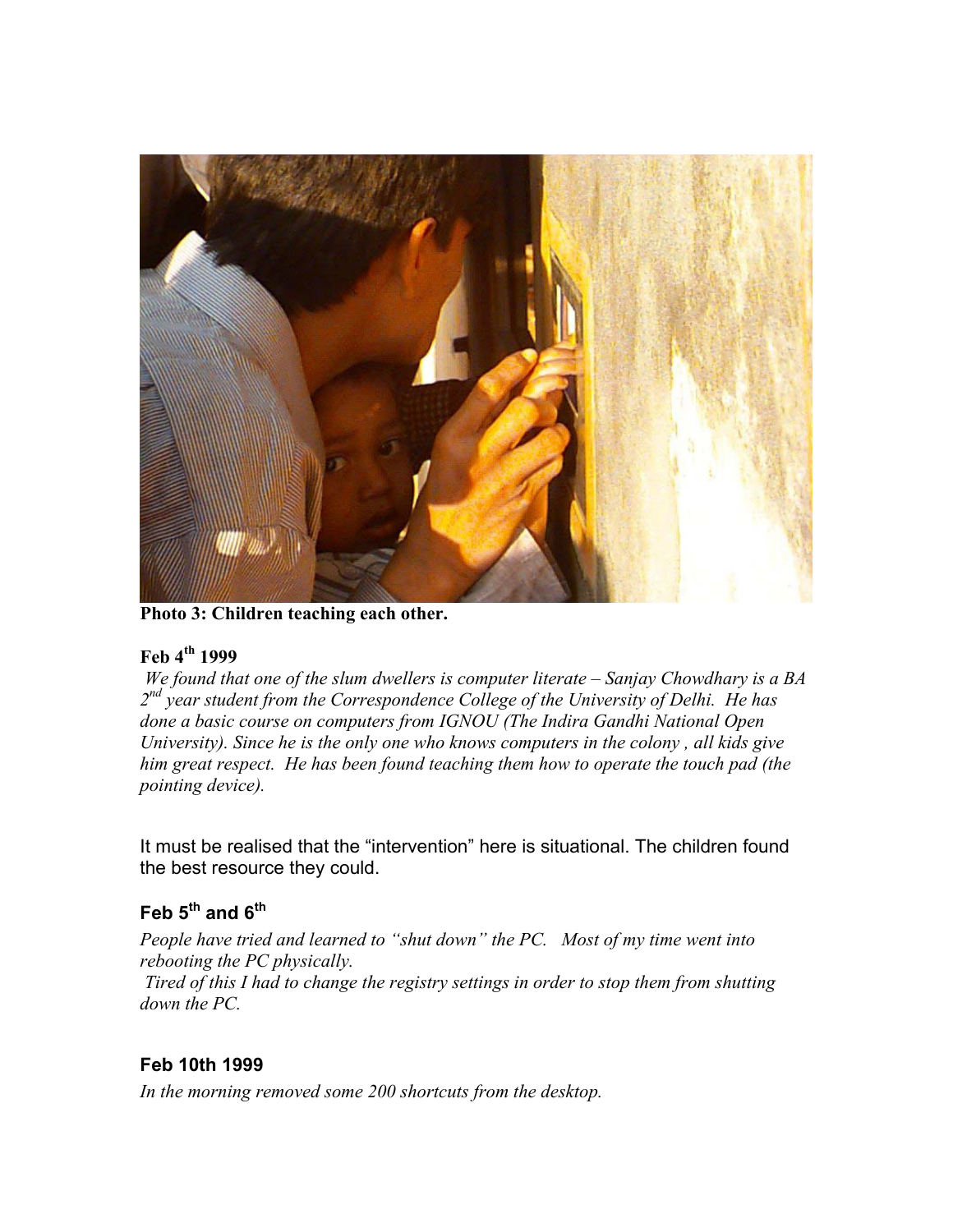**Photo 3: Children teaching each other.**

### Feb 4th 1999

*We found that one of the slum dwellers is computer literate – Sanjay Chowdhary is a BA 2nd year student from the Correspondence College of the University of Delhi. He has done a basic course on computers from IGNOU (The Indira Gandhi National Open University). Since he is the only one who knows computers in the colony , all kids give him great respect. He has been found teaching them how to operate the touch pad (the pointing device).*

It must be realised that the "intervention" here is situational. The children found the best resource they could.

### Feb 5th and 6th

*People have tried and learned to "shut down" the PC. Most of my time went into rebooting the PC physically.*
*Tired of this I had to change the registry settings in order to stop them from shutting down the PC.*

### Feb 10th 1999

*In the morning removed some 200 shortcuts from the desktop.*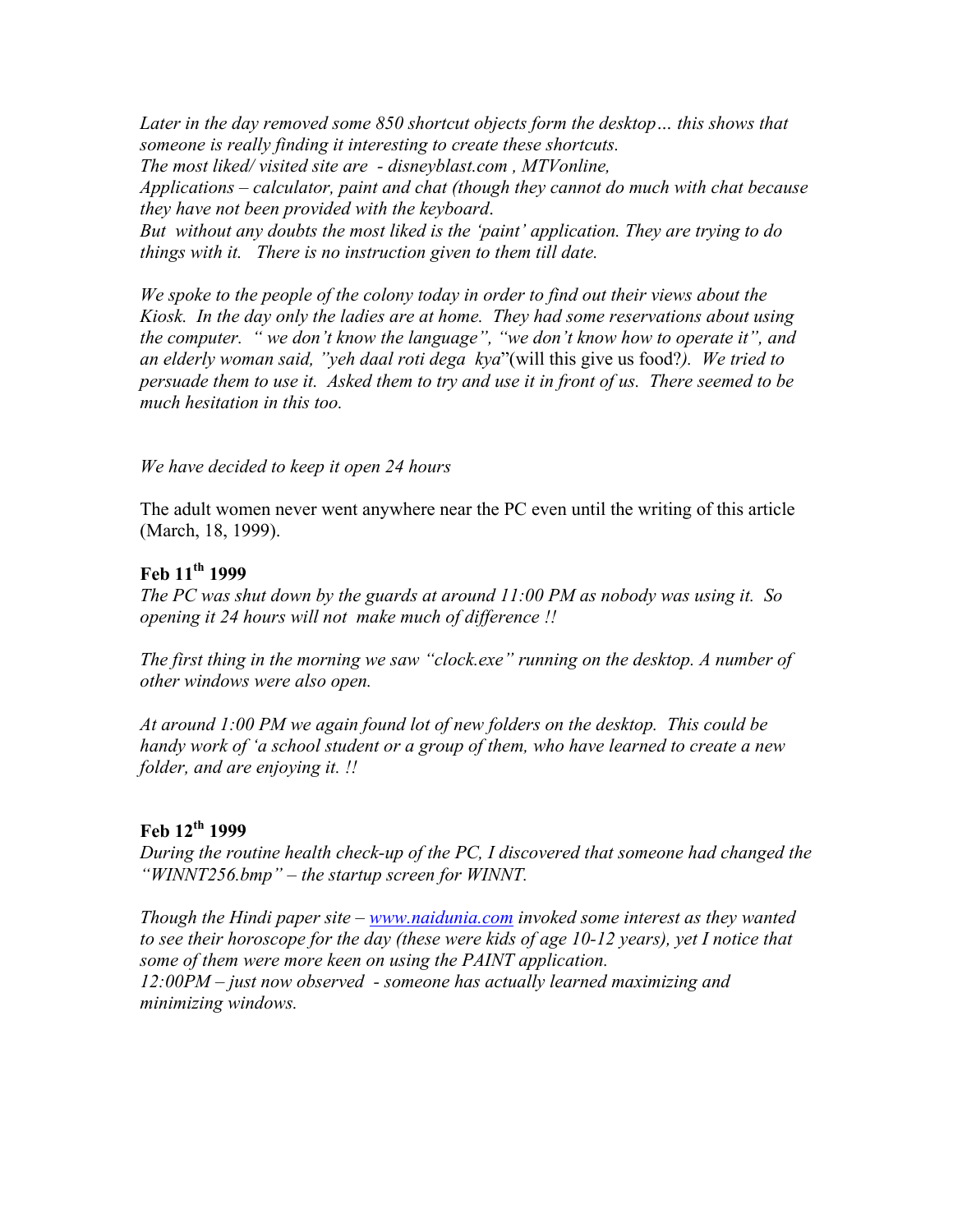*Later in the day removed some 850 shortcut objects form the desktop… this shows that someone is really finding it interesting to create these shortcuts.*
*The most liked/ visited site are - disneyblast.com , MTVonline,*
*Applications – calculator, paint and chat (though they cannot do much with chat because they have not been provided with the keyboard*.
*But without any doubts the most liked is the 'paint' application. They are trying to do things with it. There is no instruction given to them till date.*

*We spoke to the people of the colony today in order to find out their views about the Kiosk. In the day only the ladies are at home. They had some reservations about using the computer. " we don't know the language", "we don't know how to operate it", and an elderly woman said, "yeh daal roti dega kya*"(will this give us food?*). We tried to persuade them to use it. Asked them to try and use it in front of us. There seemed to be much hesitation in this too.*

*We have decided to keep it open 24 hours*

The adult women never went anywhere near the PC even until the writing of this article (March, 18, 1999).

**Feb 11th 1999**

*The PC was shut down by the guards at around 11:00 PM as nobody was using it. So opening it 24 hours will not make much of difference !!*

*The first thing in the morning we saw "clock.exe" running on the desktop. A number of other windows were also open.*

*At around 1:00 PM we again found lot of new folders on the desktop. This could be handy work of 'a school student or a group of them, who have learned to create a new folder, and are enjoying it. !!*

**Feb 12th 1999**

*During the routine health check-up of the PC, I discovered that someone had changed the "WINNT256.bmp" – the startup screen for WINNT.*

*Though the Hindi paper site – www.naidunia.com invoked some interest as they wanted to see their horoscope for the day (these were kids of age 10-12 years), yet I notice that some of them were more keen on using the PAINT application.*
*12:00PM – just now observed - someone has actually learned maximizing and minimizing windows.*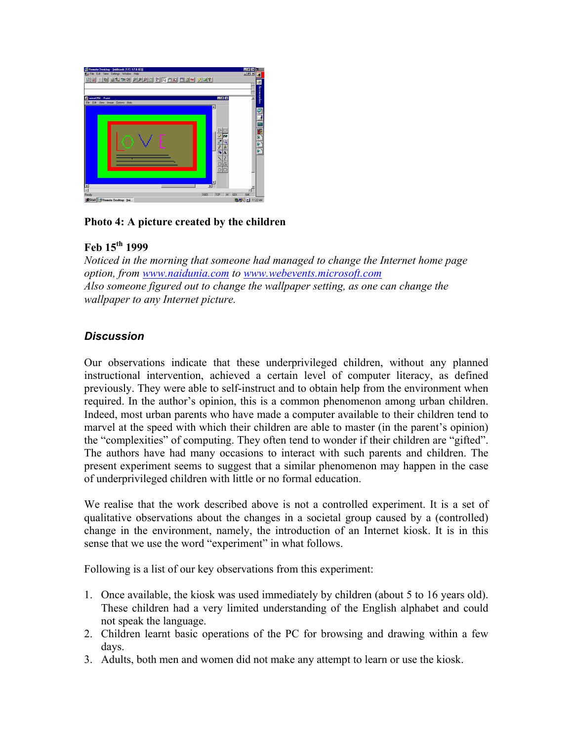**Photo 4: A picture created by the children**

**Feb 15th 1999**

*Noticed in the morning that someone had managed to change the Internet home page option, from [www.naidunia.com](www.naidunia.com) to [www.webevents.microsoft.com](www.webevents.microsoft.com)*
*Also someone figured out to change the wallpaper setting, as one can change the wallpaper to any Internet picture.*

### *Discussion*

Our observations indicate that these underprivileged children, without any planned instructional intervention, achieved a certain level of computer literacy, as defined previously. They were able to self-instruct and to obtain help from the environment when required. In the author's opinion, this is a common phenomenon among urban children. Indeed, most urban parents who have made a computer available to their children tend to marvel at the speed with which their children are able to master (in the parent's opinion) the "complexities" of computing. They often tend to wonder if their children are "gifted". The authors have had many occasions to interact with such parents and children. The present experiment seems to suggest that a similar phenomenon may happen in the case of underprivileged children with little or no formal education.

We realise that the work described above is not a controlled experiment. It is a set of qualitative observations about the changes in a societal group caused by a (controlled) change in the environment, namely, the introduction of an Internet kiosk. It is in this sense that we use the word "experiment" in what follows.

Following is a list of our key observations from this experiment:

1. Once available, the kiosk was used immediately by children (about 5 to 16 years old). These children had a very limited understanding of the English alphabet and could not speak the language.
2. Children learnt basic operations of the PC for browsing and drawing within a few days.
3. Adults, both men and women did not make any attempt to learn or use the kiosk.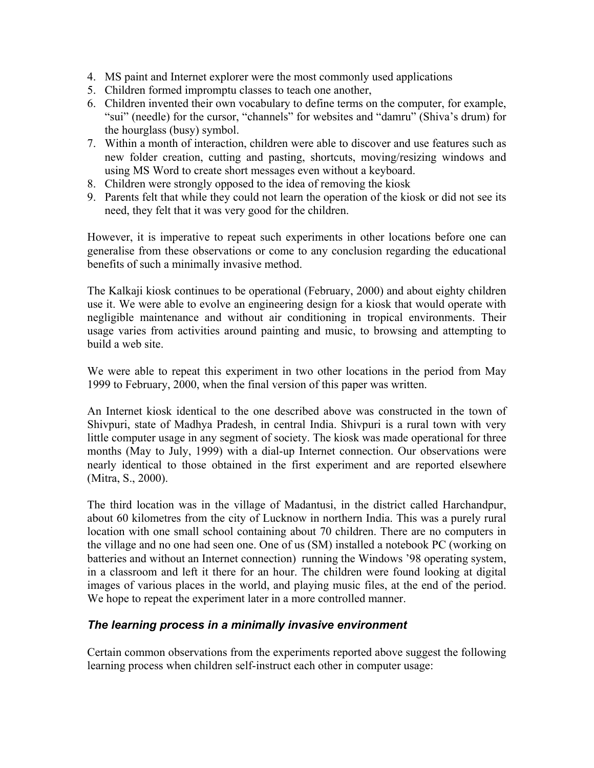4. MS paint and Internet explorer were the most commonly used applications
5. Children formed impromptu classes to teach one another,
6. Children invented their own vocabulary to define terms on the computer, for example, "sui" (needle) for the cursor, "channels" for websites and "damru" (Shiva's drum) for the hourglass (busy) symbol.
7. Within a month of interaction, children were able to discover and use features such as new folder creation, cutting and pasting, shortcuts, moving/resizing windows and using MS Word to create short messages even without a keyboard.
8. Children were strongly opposed to the idea of removing the kiosk
9. Parents felt that while they could not learn the operation of the kiosk or did not see its need, they felt that it was very good for the children.

However, it is imperative to repeat such experiments in other locations before one can generalise from these observations or come to any conclusion regarding the educational benefits of such a minimally invasive method.

The Kalkaji kiosk continues to be operational (February, 2000) and about eighty children use it. We were able to evolve an engineering design for a kiosk that would operate with negligible maintenance and without air conditioning in tropical environments. Their usage varies from activities around painting and music, to browsing and attempting to build a web site.

We were able to repeat this experiment in two other locations in the period from May 1999 to February, 2000, when the final version of this paper was written.

An Internet kiosk identical to the one described above was constructed in the town of Shivpuri, state of Madhya Pradesh, in central India. Shivpuri is a rural town with very little computer usage in any segment of society. The kiosk was made operational for three months (May to July, 1999) with a dial-up Internet connection. Our observations were nearly identical to those obtained in the first experiment and are reported elsewhere (Mitra, S., 2000).

The third location was in the village of Madantusi, in the district called Harchandpur, about 60 kilometres from the city of Lucknow in northern India. This was a purely rural location with one small school containing about 70 children. There are no computers in the village and no one had seen one. One of us (SM) installed a notebook PC (working on batteries and without an Internet connection) running the Windows '98 operating system, in a classroom and left it there for an hour. The children were found looking at digital images of various places in the world, and playing music files, at the end of the period. We hope to repeat the experiment later in a more controlled manner.

### *The learning process in a minimally invasive environment*

Certain common observations from the experiments reported above suggest the following learning process when children self-instruct each other in computer usage: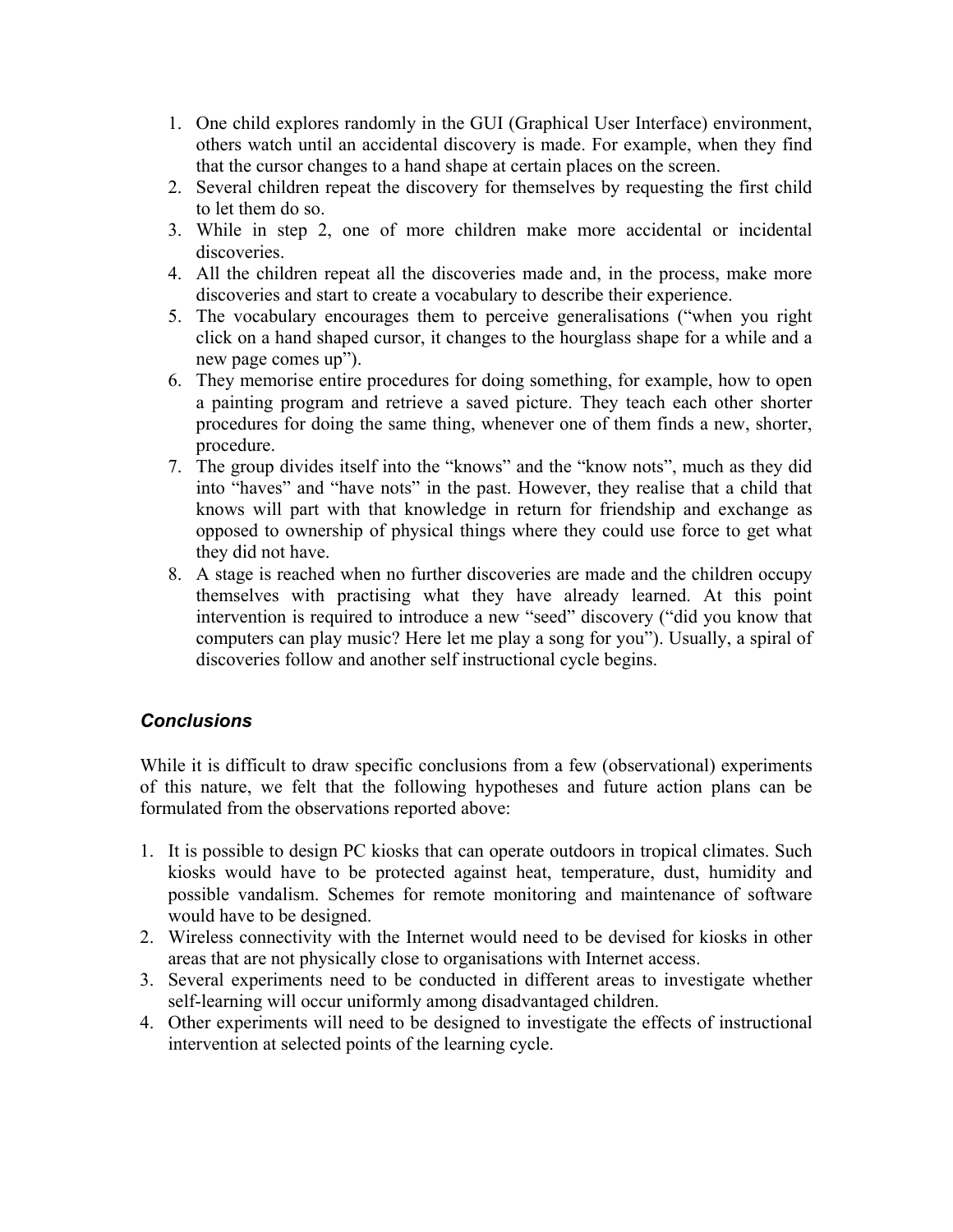1. One child explores randomly in the GUI (Graphical User Interface) environment, others watch until an accidental discovery is made. For example, when they find that the cursor changes to a hand shape at certain places on the screen.
2. Several children repeat the discovery for themselves by requesting the first child to let them do so.
3. While in step 2, one of more children make more accidental or incidental discoveries.
4. All the children repeat all the discoveries made and, in the process, make more discoveries and start to create a vocabulary to describe their experience.
5. The vocabulary encourages them to perceive generalisations ("when you right click on a hand shaped cursor, it changes to the hourglass shape for a while and a new page comes up").
6. They memorise entire procedures for doing something, for example, how to open a painting program and retrieve a saved picture. They teach each other shorter procedures for doing the same thing, whenever one of them finds a new, shorter, procedure.
7. The group divides itself into the "knows" and the "know nots", much as they did into "haves" and "have nots" in the past. However, they realise that a child that knows will part with that knowledge in return for friendship and exchange as opposed to ownership of physical things where they could use force to get what they did not have.
8. A stage is reached when no further discoveries are made and the children occupy themselves with practising what they have already learned. At this point intervention is required to introduce a new "seed" discovery ("did you know that computers can play music? Here let me play a song for you"). Usually, a spiral of discoveries follow and another self instructional cycle begins.

### *Conclusions*

While it is difficult to draw specific conclusions from a few (observational) experiments of this nature, we felt that the following hypotheses and future action plans can be formulated from the observations reported above:

1. It is possible to design PC kiosks that can operate outdoors in tropical climates. Such kiosks would have to be protected against heat, temperature, dust, humidity and possible vandalism. Schemes for remote monitoring and maintenance of software would have to be designed.
2. Wireless connectivity with the Internet would need to be devised for kiosks in other areas that are not physically close to organisations with Internet access.
3. Several experiments need to be conducted in different areas to investigate whether self-learning will occur uniformly among disadvantaged children.
4. Other experiments will need to be designed to investigate the effects of instructional intervention at selected points of the learning cycle.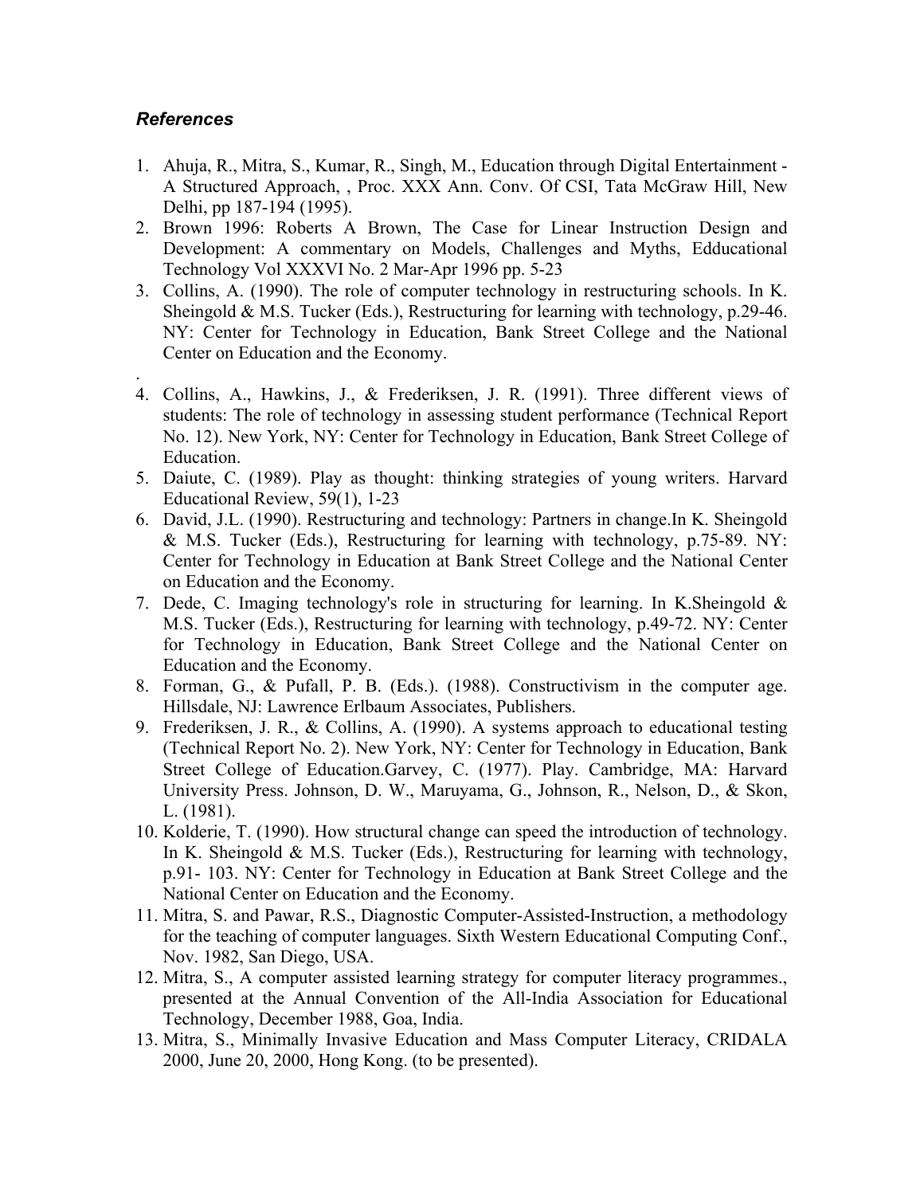### *References*

1. Ahuja, R., Mitra, S., Kumar, R., Singh, M., Education through Digital Entertainment - A Structured Approach, , Proc. XXX Ann. Conv. Of CSI, Tata McGraw Hill, New Delhi, pp 187-194 (1995).
2. Brown 1996: Roberts A Brown, The Case for Linear Instruction Design and Development: A commentary on Models, Challenges and Myths, Edducational Technology Vol XXXVI No. 2 Mar-Apr 1996 pp. 5-23
3. Collins, A. (1990). The role of computer technology in restructuring schools. In K. Sheingold & M.S. Tucker (Eds.), Restructuring for learning with technology, p.29-46. NY: Center for Technology in Education, Bank Street College and the National Center on Education and the Economy.

.

4. Collins, A., Hawkins, J., & Frederiksen, J. R. (1991). Three different views of students: The role of technology in assessing student performance (Technical Report No. 12). New York, NY: Center for Technology in Education, Bank Street College of Education.
5. Daiute, C. (1989). Play as thought: thinking strategies of young writers. Harvard Educational Review, 59(1), 1-23
6. David, J.L. (1990). Restructuring and technology: Partners in change.In K. Sheingold & M.S. Tucker (Eds.), Restructuring for learning with technology, p.75-89. NY: Center for Technology in Education at Bank Street College and the National Center on Education and the Economy.
7. Dede, C. Imaging technology's role in structuring for learning. In K.Sheingold & M.S. Tucker (Eds.), Restructuring for learning with technology, p.49-72. NY: Center for Technology in Education, Bank Street College and the National Center on Education and the Economy.
8. Forman, G., & Pufall, P. B. (Eds.). (1988). Constructivism in the computer age. Hillsdale, NJ: Lawrence Erlbaum Associates, Publishers.
9. Frederiksen, J. R., & Collins, A. (1990). A systems approach to educational testing (Technical Report No. 2). New York, NY: Center for Technology in Education, Bank Street College of Education.Garvey, C. (1977). Play. Cambridge, MA: Harvard University Press. Johnson, D. W., Maruyama, G., Johnson, R., Nelson, D., & Skon, L. (1981).
10. Kolderie, T. (1990). How structural change can speed the introduction of technology. In K. Sheingold & M.S. Tucker (Eds.), Restructuring for learning with technology, p.91- 103. NY: Center for Technology in Education at Bank Street College and the National Center on Education and the Economy.
11. Mitra, S. and Pawar, R.S., Diagnostic Computer-Assisted-Instruction, a methodology for the teaching of computer languages. Sixth Western Educational Computing Conf., Nov. 1982, San Diego, USA.
12. Mitra, S., A computer assisted learning strategy for computer literacy programmes., presented at the Annual Convention of the All-India Association for Educational Technology, December 1988, Goa, India.
13. Mitra, S., Minimally Invasive Education and Mass Computer Literacy, CRIDALA 2000, June 20, 2000, Hong Kong. (to be presented).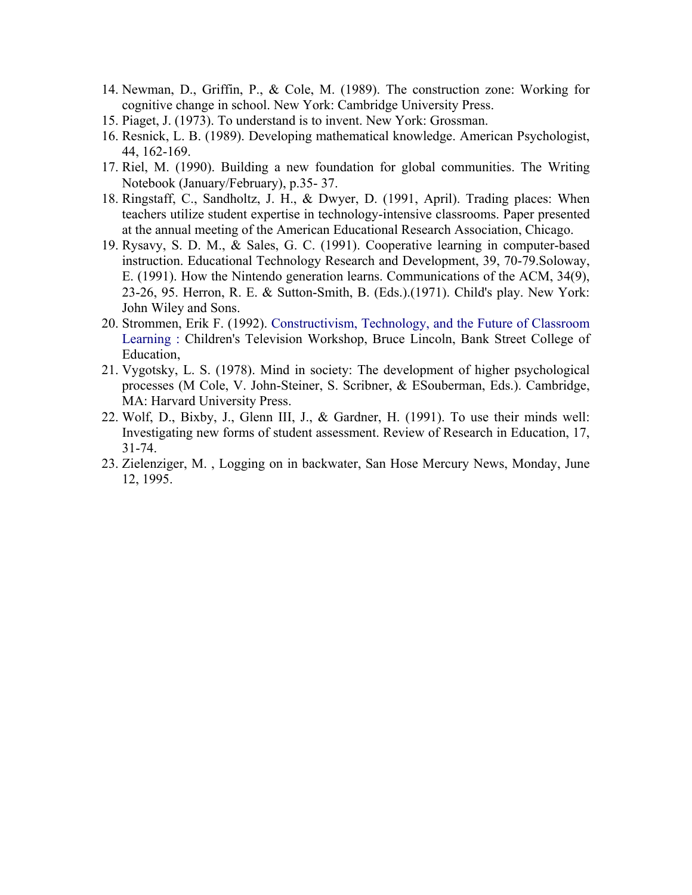14. Newman, D., Griffin, P., & Cole, M. (1989). The construction zone: Working for cognitive change in school. New York: Cambridge University Press.
15. Piaget, J. (1973). To understand is to invent. New York: Grossman.
16. Resnick, L. B. (1989). Developing mathematical knowledge. American Psychologist, 44, 162-169.
17. Riel, M. (1990). Building a new foundation for global communities. The Writing Notebook (January/February), p.35- 37.
18. Ringstaff, C., Sandholtz, J. H., & Dwyer, D. (1991, April). Trading places: When teachers utilize student expertise in technology-intensive classrooms. Paper presented at the annual meeting of the American Educational Research Association, Chicago.
19. Rysavy, S. D. M., & Sales, G. C. (1991). Cooperative learning in computer-based instruction. Educational Technology Research and Development, 39, 70-79.Soloway, E. (1991). How the Nintendo generation learns. Communications of the ACM, 34(9), 23-26, 95. Herron, R. E. & Sutton-Smith, B. (Eds.).(1971). Child's play. New York: John Wiley and Sons.
20. Strommen, Erik F. (1992). Constructivism, Technology, and the Future of Classroom Learning : Children's Television Workshop, Bruce Lincoln, Bank Street College of Education,
21. Vygotsky, L. S. (1978). Mind in society: The development of higher psychological processes (M Cole, V. John-Steiner, S. Scribner, & ESouberman, Eds.). Cambridge, MA: Harvard University Press.
22. Wolf, D., Bixby, J., Glenn III, J., & Gardner, H. (1991). To use their minds well: Investigating new forms of student assessment. Review of Research in Education, 17, 31-74.
23. Zielenziger, M. , Logging on in backwater, San Hose Mercury News, Monday, June 12, 1995.